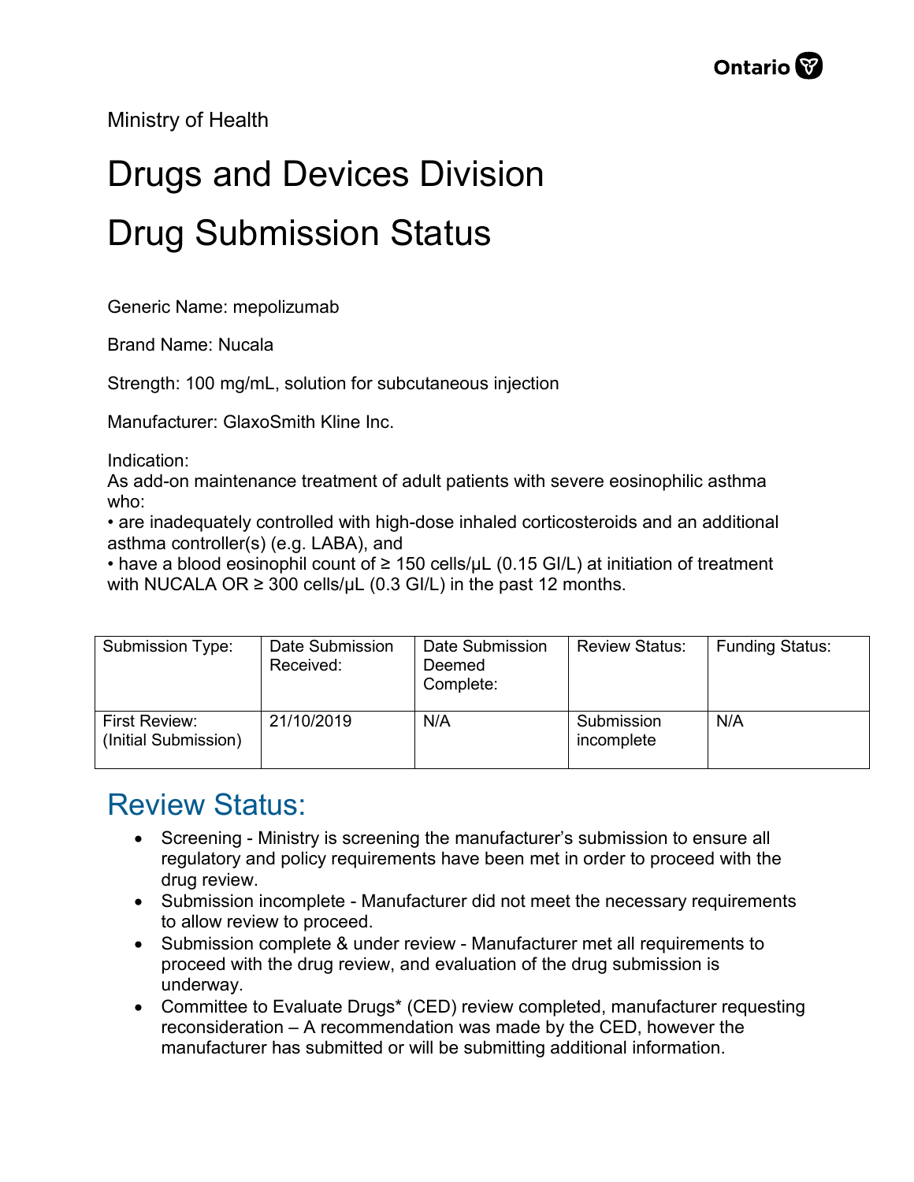Ministry of Health

# Drugs and Devices Division

# Drug Submission Status

Generic Name: mepolizumab

Brand Name: Nucala

Strength: 100 mg/mL, solution for subcutaneous injection

Manufacturer: GlaxoSmith Kline Inc.

Indication:
As add-on maintenance treatment of adult patients with severe eosinophilic asthma who:

- are inadequately controlled with high-dose inhaled corticosteroids and an additional asthma controller(s) (e.g. LABA), and
- have a blood eosinophil count of ≥ 150 cells/µL (0.15 GI/L) at initiation of treatment with NUCALA OR ≥ 300 cells/µL (0.3 GI/L) in the past 12 months.

| Submission Type: | Date Submission Received: | Date Submission Deemed Complete: | Review Status: | Funding Status: |
|---|---|---|---|---|
| First Review: (Initial Submission) | 21/10/2019 | N/A | Submission incomplete | N/A |

## Review Status:

- Screening - Ministry is screening the manufacturer's submission to ensure all regulatory and policy requirements have been met in order to proceed with the drug review.
- Submission incomplete - Manufacturer did not meet the necessary requirements to allow review to proceed.
- Submission complete & under review - Manufacturer met all requirements to proceed with the drug review, and evaluation of the drug submission is underway.
- Committee to Evaluate Drugs* (CED) review completed, manufacturer requesting reconsideration – A recommendation was made by the CED, however the manufacturer has submitted or will be submitting additional information.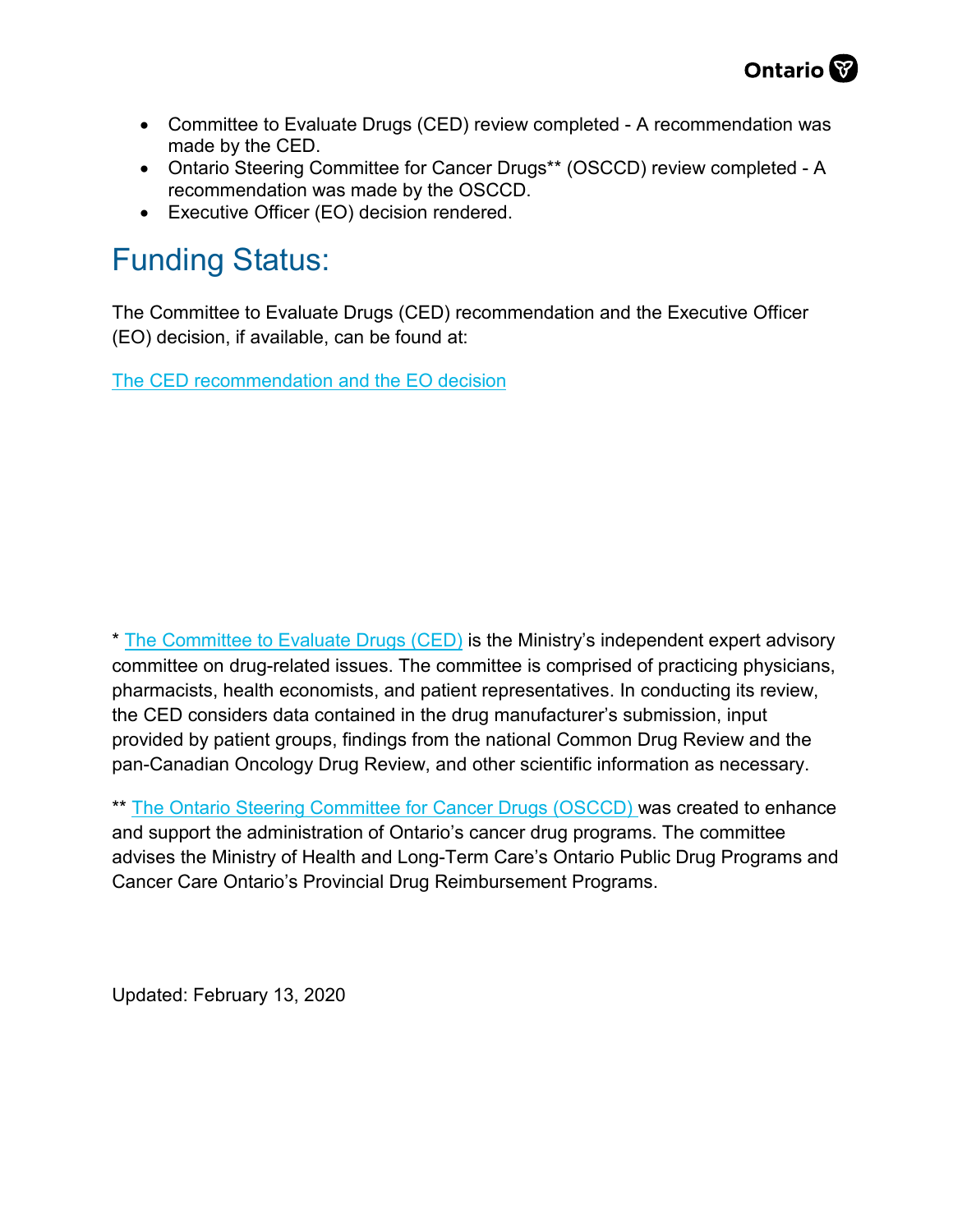- Committee to Evaluate Drugs (CED) review completed - A recommendation was made by the CED.
- Ontario Steering Committee for Cancer Drugs** (OSCCD) review completed - A recommendation was made by the OSCCD.
- Executive Officer (EO) decision rendered.

# Funding Status:

The Committee to Evaluate Drugs (CED) recommendation and the Executive Officer (EO) decision, if available, can be found at:

The CED recommendation and the EO decision

* The Committee to Evaluate Drugs (CED) is the Ministry's independent expert advisory committee on drug-related issues. The committee is comprised of practicing physicians, pharmacists, health economists, and patient representatives. In conducting its review, the CED considers data contained in the drug manufacturer's submission, input provided by patient groups, findings from the national Common Drug Review and the pan-Canadian Oncology Drug Review, and other scientific information as necessary.

** The Ontario Steering Committee for Cancer Drugs (OSCCD) was created to enhance and support the administration of Ontario's cancer drug programs. The committee advises the Ministry of Health and Long-Term Care's Ontario Public Drug Programs and Cancer Care Ontario's Provincial Drug Reimbursement Programs.

Updated: February 13, 2020